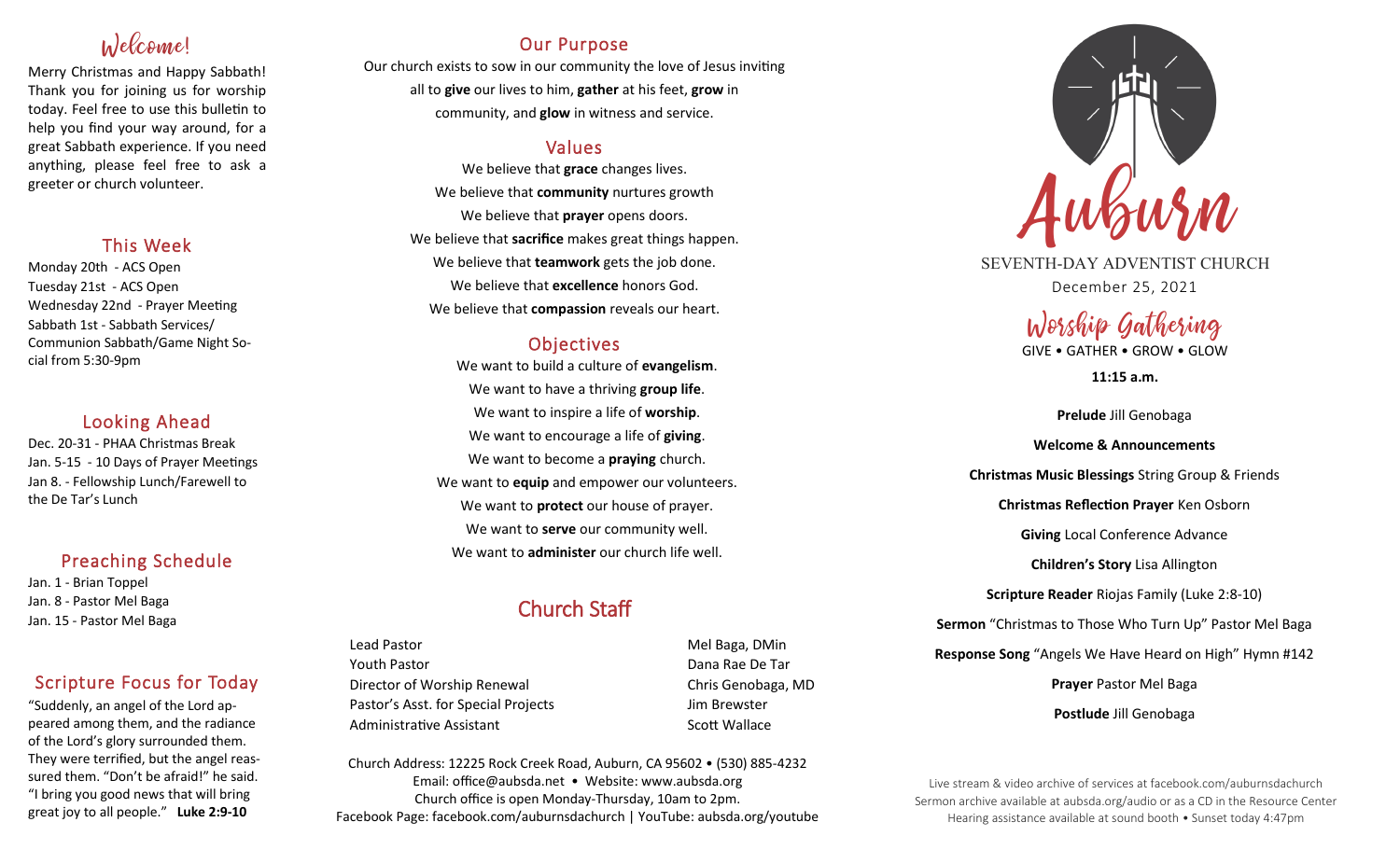## Welcome!

Merry Christmas and Happy Sabbath! Thank you for joining us for worship today. Feel free to use this bulletin to help you find your way around, for a great Sabbath experience. If you need anything, please feel free to ask a greeter or church volunteer.

## This Week

Monday 20th - ACS Open
Tuesday 21st - ACS Open
Wednesday 22nd - Prayer Meeting
Sabbath 1st - Sabbath Services/ Communion Sabbath/Game Night Social from 5:30-9pm

## Looking Ahead

Dec. 20-31 - PHAA Christmas Break
Jan. 5-15 - 10 Days of Prayer Meetings
Jan 8. - Fellowship Lunch/Farewell to the De Tar's Lunch

## Preaching Schedule

Jan. 1 - Brian Toppel
Jan. 8 - Pastor Mel Baga
Jan. 15 - Pastor Mel Baga

## Scripture Focus for Today

"Suddenly, an angel of the Lord appeared among them, and the radiance of the Lord's glory surrounded them. They were terrified, but the angel reassured them. "Don't be afraid!" he said. "I bring you good news that will bring great joy to all people." **Luke 2:9-10**

## Our Purpose

Our church exists to sow in our community the love of Jesus inviting all to **give** our lives to him, **gather** at his feet, **grow** in community, and **glow** in witness and service.

## Values

We believe that **grace** changes lives.
We believe that **community** nurtures growth
We believe that **prayer** opens doors.
We believe that **sacrifice** makes great things happen.
We believe that **teamwork** gets the job done.
We believe that **excellence** honors God.
We believe that **compassion** reveals our heart.

## Objectives

We want to build a culture of **evangelism**.
We want to have a thriving **group life**.
We want to inspire a life of **worship**.
We want to encourage a life of **giving**.
We want to become a **praying** church.
We want to **equip** and empower our volunteers.
We want to **protect** our house of prayer.
We want to **serve** our community well.
We want to **administer** our church life well.

## Church Staff

| | |
|---|---|
| Lead Pastor | Mel Baga, DMin |
| Youth Pastor | Dana Rae De Tar |
| Director of Worship Renewal | Chris Genobaga, MD |
| Pastor's Asst. for Special Projects | Jim Brewster |
| Administrative Assistant | Scott Wallace |

Church Address: 12225 Rock Creek Road, Auburn, CA 95602 • (530) 885-4232
Email: office@aubsda.net • Website: www.aubsda.org
Church office is open Monday-Thursday, 10am to 2pm.
Facebook Page: facebook.com/auburnsdachurch | YouTube: aubsda.org/youtube

# Auburn

SEVENTH-DAY ADVENTIST CHURCH
December 25, 2021

## Worship Gathering

GIVE • GATHER • GROW • GLOW

**11:15 a.m.**

**Prelude** Jill Genobaga

**Welcome & Announcements**

**Christmas Music Blessings** String Group & Friends

**Christmas Reflection Prayer** Ken Osborn

**Giving** Local Conference Advance

**Children's Story** Lisa Allington

**Scripture Reader** Riojas Family (Luke 2:8-10)

**Sermon** "Christmas to Those Who Turn Up" Pastor Mel Baga

**Response Song** "Angels We Have Heard on High" Hymn #142

**Prayer** Pastor Mel Baga

**Postlude** Jill Genobaga

Live stream & video archive of services at facebook.com/auburnsdachurch
Sermon archive available at aubsda.org/audio or as a CD in the Resource Center
Hearing assistance available at sound booth • Sunset today 4:47pm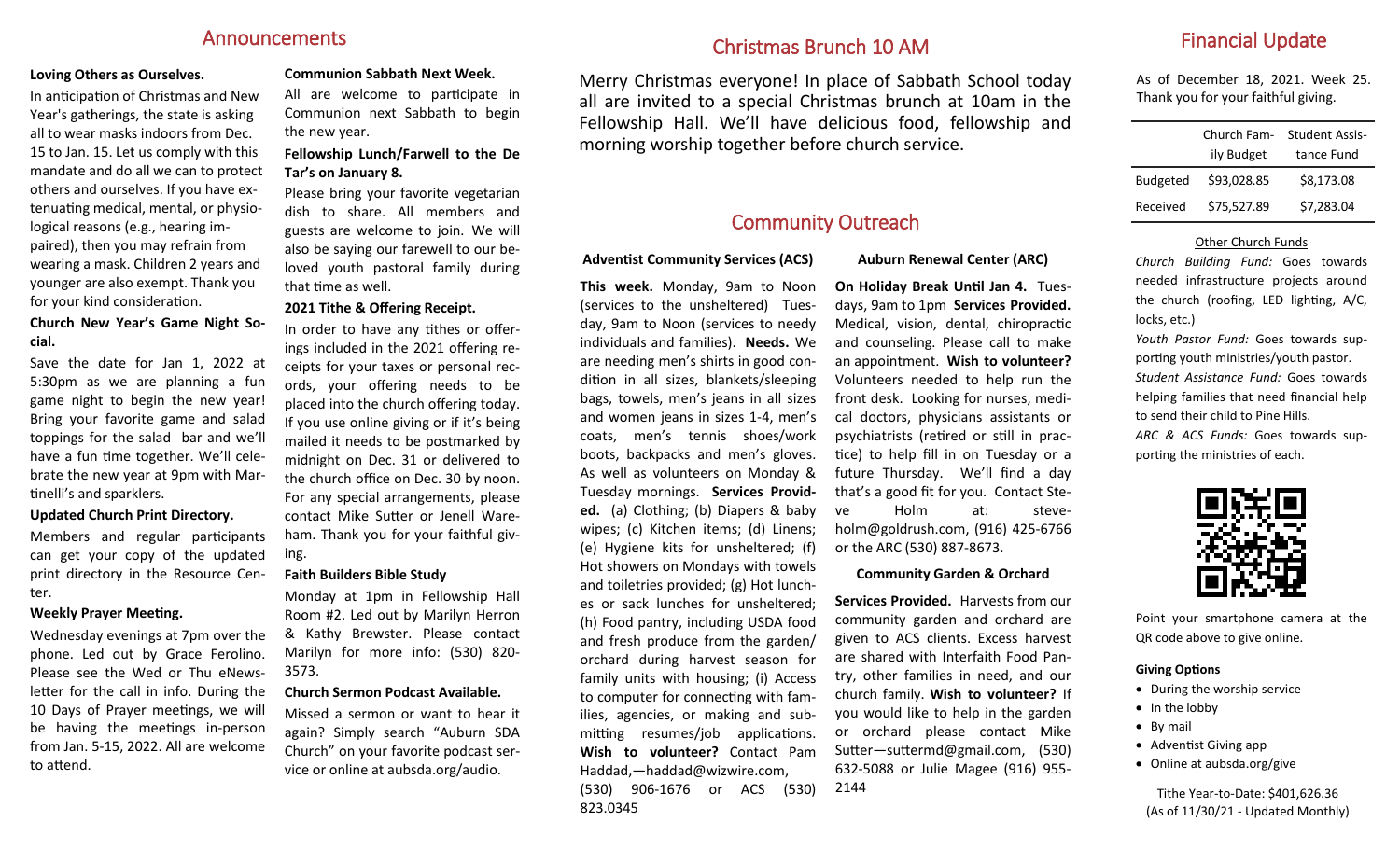## Announcements

**Loving Others as Ourselves.**

In anticipation of Christmas and New Year's gatherings, the state is asking all to wear masks indoors from Dec. 15 to Jan. 15. Let us comply with this mandate and do all we can to protect others and ourselves. If you have extenuating medical, mental, or physiological reasons (e.g., hearing impaired), then you may refrain from wearing a mask. Children 2 years and younger are also exempt. Thank you for your kind consideration.

**Church New Year's Game Night Social.**

Save the date for Jan 1, 2022 at 5:30pm as we are planning a fun game night to begin the new year! Bring your favorite game and salad toppings for the salad bar and we'll have a fun time together. We'll celebrate the new year at 9pm with Martinelli's and sparklers.

**Updated Church Print Directory.**

Members and regular participants can get your copy of the updated print directory in the Resource Center.

**Weekly Prayer Meeting.**

Wednesday evenings at 7pm over the phone. Led out by Grace Ferolino. Please see the Wed or Thu eNewsletter for the call in info. During the 10 Days of Prayer meetings, we will be having the meetings in-person from Jan. 5-15, 2022. All are welcome to attend.

**Communion Sabbath Next Week.**

All are welcome to participate in Communion next Sabbath to begin the new year.

**Fellowship Lunch/Farwell to the De Tar's on January 8.**

Please bring your favorite vegetarian dish to share. All members and guests are welcome to join. We will also be saying our farewell to our beloved youth pastoral family during that time as well.

**2021 Tithe & Offering Receipt.**

In order to have any tithes or offerings included in the 2021 offering receipts for your taxes or personal records, your offering needs to be placed into the church offering today. If you use online giving or if it's being mailed it needs to be postmarked by midnight on Dec. 31 or delivered to the church office on Dec. 30 by noon. For any special arrangements, please contact Mike Sutter or Jenell Wareham. Thank you for your faithful giving.

**Faith Builders Bible Study**

Monday at 1pm in Fellowship Hall Room #2. Led out by Marilyn Herron & Kathy Brewster. Please contact Marilyn for more info: (530) 820-3573.

**Church Sermon Podcast Available.**

Missed a sermon or want to hear it again? Simply search "Auburn SDA Church" on your favorite podcast service or online at aubsda.org/audio.

## Christmas Brunch 10 AM

Merry Christmas everyone! In place of Sabbath School today all are invited to a special Christmas brunch at 10am in the Fellowship Hall. We'll have delicious food, fellowship and morning worship together before church service.

## Community Outreach

### Adventist Community Services (ACS)

**This week.** Monday, 9am to Noon (services to the unsheltered) Tuesday, 9am to Noon (services to needy individuals and families). **Needs.** We are needing men's shirts in good condition in all sizes, blankets/sleeping bags, towels, men's jeans in all sizes and women jeans in sizes 1-4, men's coats, men's tennis shoes/work boots, backpacks and men's gloves. As well as volunteers on Monday & Tuesday mornings. **Services Provided.** (a) Clothing; (b) Diapers & baby wipes; (c) Kitchen items; (d) Linens; (e) Hygiene kits for unsheltered; (f) Hot showers on Mondays with towels and toiletries provided; (g) Hot lunches or sack lunches for unsheltered; (h) Food pantry, including USDA food and fresh produce from the garden/orchard during harvest season for family units with housing; (i) Access to computer for connecting with families, agencies, or making and submitting resumes/job applications. **Wish to volunteer?** Contact Pam Haddad,—haddad@wizwire.com, (530) 906-1676 or ACS (530) 823.0345

### Auburn Renewal Center (ARC)

**On Holiday Break Until Jan 4.** Tuesdays, 9am to 1pm **Services Provided.** Medical, vision, dental, chiropractic and counseling. Please call to make an appointment. **Wish to volunteer?** Volunteers needed to help run the front desk. Looking for nurses, medical doctors, physicians assistants or psychiatrists (retired or still in practice) to help fill in on Tuesday or a future Thursday. We'll find a day that's a good fit for you. Contact Steve Holm at: steveholm@goldrush.com, (916) 425-6766 or the ARC (530) 887-8673.

### Community Garden & Orchard

**Services Provided.** Harvests from our community garden and orchard are given to ACS clients. Excess harvest are shared with Interfaith Food Pantry, other families in need, and our church family. **Wish to volunteer?** If you would like to help in the garden or orchard please contact Mike Sutter—suttermd@gmail.com, (530) 632-5088 or Julie Magee (916) 955-2144

## Financial Update

As of December 18, 2021. Week 25. Thank you for your faithful giving.

| | Church Family Budget | Student Assistance Fund |
|---|---|---|
| Budgeted | $93,028.85 | $8,173.08 |
| Received | $75,527.89 | $7,283.04 |

Other Church Funds

*Church Building Fund:* Goes towards needed infrastructure projects around the church (roofing, LED lighting, A/C, locks, etc.)

*Youth Pastor Fund:* Goes towards supporting youth ministries/youth pastor.

*Student Assistance Fund:* Goes towards helping families that need financial help to send their child to Pine Hills.

*ARC & ACS Funds:* Goes towards supporting the ministries of each.

Point your smartphone camera at the QR code above to give online.

**Giving Options**

- During the worship service
- In the lobby
- By mail
- Adventist Giving app
- Online at aubsda.org/give

Tithe Year-to-Date: $401,626.36
(As of 11/30/21 - Updated Monthly)